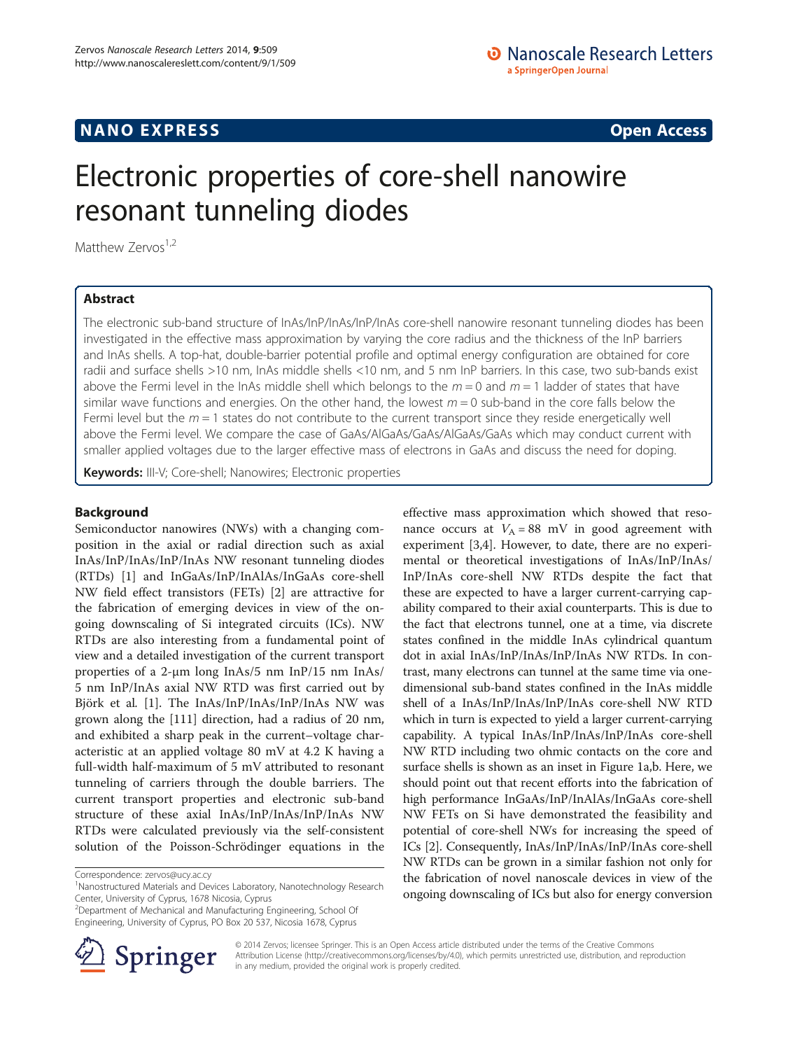NANO EXPRESS **Open Access**

# Electronic properties of core-shell nanowire resonant tunneling diodes

Matthew Zervos[1,2]

## Abstract

The electronic sub-band structure of InAs/InP/InAs/InP/InAs core-shell nanowire resonant tunneling diodes has been investigated in the effective mass approximation by varying the core radius and the thickness of the InP barriers and InAs shells. A top-hat, double-barrier potential profile and optimal energy configuration are obtained for core radii and surface shells >10 nm, InAs middle shells <10 nm, and 5 nm InP barriers. In this case, two sub-bands exist above the Fermi level in the InAs middle shell which belongs to the $m = 0$ and $m = 1$ ladder of states that have similar wave functions and energies. On the other hand, the lowest $m = 0$ sub-band in the core falls below the Fermi level but the $m = 1$ states do not contribute to the current transport since they reside energetically well above the Fermi level. We compare the case of GaAs/AlGaAs/GaAs/AlGaAs/GaAs which may conduct current with smaller applied voltages due to the larger effective mass of electrons in GaAs and discuss the need for doping.

**Keywords:** III-V; Core-shell; Nanowires; Electronic properties

## Background

Semiconductor nanowires (NWs) with a changing composition in the axial or radial direction such as axial InAs/InP/InAs/InP/InAs NW resonant tunneling diodes (RTDs) [1] and InGaAs/InP/InAlAs/InGaAs core-shell NW field effect transistors (FETs) [2] are attractive for the fabrication of emerging devices in view of the ongoing downscaling of Si integrated circuits (ICs). NW RTDs are also interesting from a fundamental point of view and a detailed investigation of the current transport properties of a 2-μm long InAs/5 nm InP/15 nm InAs/5 nm InP/InAs axial NW RTD was first carried out by Björk et al. [1]. The InAs/InP/InAs/InP/InAs NW was grown along the [111] direction, had a radius of 20 nm, and exhibited a sharp peak in the current–voltage characteristic at an applied voltage 80 mV at 4.2 K having a full-width half-maximum of 5 mV attributed to resonant tunneling of carriers through the double barriers. The current transport properties and electronic sub-band structure of these axial InAs/InP/InAs/InP/InAs NW RTDs were calculated previously via the self-consistent solution of the Poisson-Schrödinger equations in the effective mass approximation which showed that resonance occurs at $V_A = 88$ mV in good agreement with experiment [3,4]. However, to date, there are no experimental or theoretical investigations of InAs/InP/InAs/InP/InAs core-shell NW RTDs despite the fact that these are expected to have a larger current-carrying capability compared to their axial counterparts. This is due to the fact that electrons tunnel, one at a time, via discrete states confined in the middle InAs cylindrical quantum dot in axial InAs/InP/InAs/InP/InAs NW RTDs. In contrast, many electrons can tunnel at the same time via one-dimensional sub-band states confined in the InAs middle shell of a InAs/InP/InAs/InP/InAs core-shell NW RTD which in turn is expected to yield a larger current-carrying capability. A typical InAs/InP/InAs/InP/InAs core-shell NW RTD including two ohmic contacts on the core and surface shells is shown as an inset in Figure 1a,b. Here, we should point out that recent efforts into the fabrication of high performance InGaAs/InP/InAlAs/InGaAs core-shell NW FETs on Si have demonstrated the feasibility and potential of core-shell NWs for increasing the speed of ICs [2]. Consequently, InAs/InP/InAs/InP/InAs core-shell NW RTDs can be grown in a similar fashion not only for the fabrication of novel nanoscale devices in view of the ongoing downscaling of ICs but also for energy conversion

Correspondence: zervos@ucy.ac.cy
[1]Nanostructured Materials and Devices Laboratory, Nanotechnology Research Center, University of Cyprus, 1678 Nicosia, Cyprus
[2]Department of Mechanical and Manufacturing Engineering, School Of Engineering, University of Cyprus, PO Box 20 537, Nicosia 1678, Cyprus

© 2014 Zervos; licensee Springer. This is an Open Access article distributed under the terms of the Creative Commons Attribution License (http://creativecommons.org/licenses/by/4.0), which permits unrestricted use, distribution, and reproduction in any medium, provided the original work is properly credited.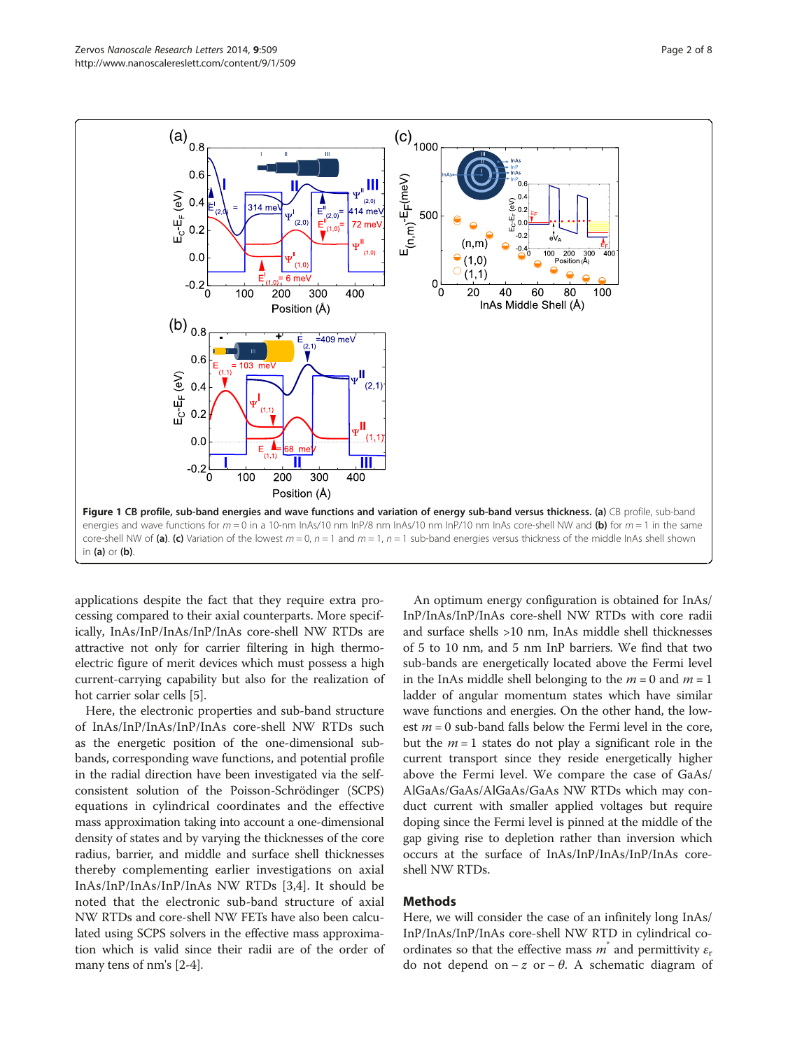**Figure 1 CB profile, sub-band energies and wave functions and variation of energy sub-band versus thickness. (a)** CB profile, sub-band energies and wave functions for $m = 0$ in a 10-nm InAs/10 nm InP/8 nm InAs/10 nm InP/10 nm InAs core-shell NW and **(b)** for $m = 1$ in the same core-shell NW of **(a)**. **(c)** Variation of the lowest $m = 0$, $n = 1$ and $m = 1$, $n = 1$ sub-band energies versus thickness of the middle InAs shell shown in **(a)** or **(b)**.

applications despite the fact that they require extra processing compared to their axial counterparts. More specifically, InAs/InP/InAs/InP/InAs core-shell NW RTDs are attractive not only for carrier filtering in high thermoelectric figure of merit devices which must possess a high current-carrying capability but also for the realization of hot carrier solar cells [5].

Here, the electronic properties and sub-band structure of InAs/InP/InAs/InP/InAs core-shell NW RTDs such as the energetic position of the one-dimensional sub-bands, corresponding wave functions, and potential profile in the radial direction have been investigated via the self-consistent solution of the Poisson-Schrödinger (SCPS) equations in cylindrical coordinates and the effective mass approximation taking into account a one-dimensional density of states and by varying the thicknesses of the core radius, barrier, and middle and surface shell thicknesses thereby complementing earlier investigations on axial InAs/InP/InAs/InP/InAs NW RTDs [3,4]. It should be noted that the electronic sub-band structure of axial NW RTDs and core-shell NW FETs have also been calculated using SCPS solvers in the effective mass approximation which is valid since their radii are of the order of many tens of nm's [2-4].

An optimum energy configuration is obtained for InAs/InP/InAs/InP/InAs core-shell NW RTDs with core radii and surface shells >10 nm, InAs middle shell thicknesses of 5 to 10 nm, and 5 nm InP barriers. We find that two sub-bands are energetically located above the Fermi level in the InAs middle shell belonging to the $m = 0$ and $m = 1$ ladder of angular momentum states which have similar wave functions and energies. On the other hand, the lowest $m = 0$ sub-band falls below the Fermi level in the core, but the $m = 1$ states do not play a significant role in the current transport since they reside energetically higher above the Fermi level. We compare the case of GaAs/AlGaAs/GaAs/AlGaAs/GaAs NW RTDs which may conduct current with smaller applied voltages but require doping since the Fermi level is pinned at the middle of the gap giving rise to depletion rather than inversion which occurs at the surface of InAs/InP/InAs/InP/InAs core-shell NW RTDs.

## Methods

Here, we will consider the case of an infinitely long InAs/InP/InAs/InP/InAs core-shell NW RTD in cylindrical coordinates so that the effective mass $m^*$ and permittivity $\varepsilon_r$ do not depend on $-z$ or $-\theta$. A schematic diagram of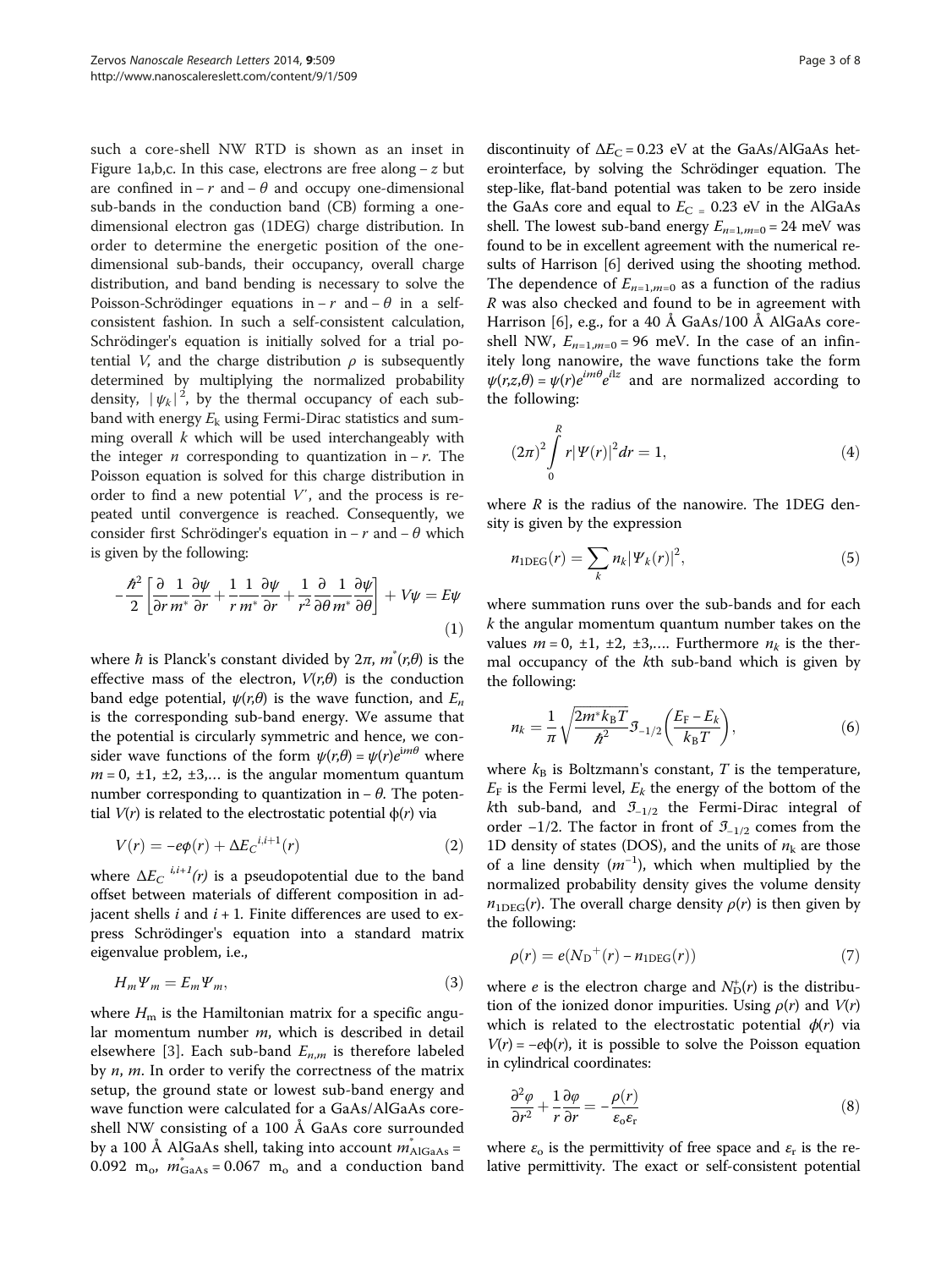such a core-shell NW RTD is shown as an inset in Figure 1a,b,c. In this case, electrons are free along $-z$ but are confined in $-r$ and $-\theta$ and occupy one-dimensional sub-bands in the conduction band (CB) forming a one-dimensional electron gas (1DEG) charge distribution. In order to determine the energetic position of the one-dimensional sub-bands, their occupancy, overall charge distribution, and band bending is necessary to solve the Poisson-Schrödinger equations in $-r$ and $-\theta$ in a self-consistent fashion. In such a self-consistent calculation, Schrödinger's equation is initially solved for a trial potential $V$, and the charge distribution $\rho$ is subsequently determined by multiplying the normalized probability density, $|\psi_k|^2$, by the thermal occupancy of each sub-band with energy $E_k$ using Fermi-Dirac statistics and summing overall $k$ which will be used interchangeably with the integer $n$ corresponding to quantization in $-r$. The Poisson equation is solved for this charge distribution in order to find a new potential $V'$, and the process is repeated until convergence is reached. Consequently, we consider first Schrödinger's equation in $-r$ and $-\theta$ which is given by the following:

$$-\frac{\hbar^2}{2}\left[\frac{\partial}{\partial r}\frac{1}{m^*}\frac{\partial \psi}{\partial r}+\frac{1}{r}\frac{1}{m^*}\frac{\partial \psi}{\partial r}+\frac{1}{r^2}\frac{\partial}{\partial \theta}\frac{1}{m^*}\frac{\partial \psi}{\partial \theta}\right]+V\psi=E\psi \quad (1)$$

where $\hbar$ is Planck's constant divided by $2\pi$, $m^*(r,\theta)$ is the effective mass of the electron, $V(r,\theta)$ is the conduction band edge potential, $\psi(r,\theta)$ is the wave function, and $E_n$ is the corresponding sub-band energy. We assume that the potential is circularly symmetric and hence, we consider wave functions of the form $\psi(r,\theta) = \psi(r)e^{im\theta}$ where $m = 0, \pm1, \pm2, \pm3,\ldots$ is the angular momentum quantum number corresponding to quantization in $-\theta$. The potential $V(r)$ is related to the electrostatic potential $\phi(r)$ via

$$V(r) = -e\phi(r) + \Delta E_C^{\,i,i+1}(r) \quad (2)$$

where $\Delta E_C^{\,i,i+1}(r)$ is a pseudopotential due to the band offset between materials of different composition in adjacent shells $i$ and $i + 1$. Finite differences are used to express Schrödinger's equation into a standard matrix eigenvalue problem, i.e.,

$$H_m \Psi_m = E_m \Psi_m, \quad (3)$$

where $H_m$ is the Hamiltonian matrix for a specific angular momentum number $m$, which is described in detail elsewhere [3]. Each sub-band $E_{n,m}$ is therefore labeled by $n$, $m$. In order to verify the correctness of the matrix setup, the ground state or lowest sub-band energy and wave function were calculated for a GaAs/AlGaAs core-shell NW consisting of a 100 Å GaAs core surrounded by a 100 Å AlGaAs shell, taking into account $m^*_{\mathrm{AlGaAs}} = 0.092\ m_o$, $m^*_{\mathrm{GaAs}} = 0.067\ m_o$ and a conduction band discontinuity of $\Delta E_C = 0.23$ eV at the GaAs/AlGaAs heterointerface, by solving the Schrödinger equation. The step-like, flat-band potential was taken to be zero inside the GaAs core and equal to $E_C = 0.23$ eV in the AlGaAs shell. The lowest sub-band energy $E_{n=1,m=0} = 24$ meV was found to be in excellent agreement with the numerical results of Harrison [6] derived using the shooting method. The dependence of $E_{n=1,m=0}$ as a function of the radius $R$ was also checked and found to be in agreement with Harrison [6], e.g., for a 40 Å GaAs/100 Å AlGaAs core-shell NW, $E_{n=1,m=0} = 96$ meV. In the case of an infinitely long nanowire, the wave functions take the form $\psi(r,z,\theta) = \psi(r)e^{im\theta}e^{ilz}$ and are normalized according to the following:

$$(2\pi)^2\int_0^R r|\Psi(r)|^2 dr = 1, \quad (4)$$

where $R$ is the radius of the nanowire. The 1DEG density is given by the expression

$$n_{\mathrm{1DEG}}(r) = \sum_k n_k |\Psi_k(r)|^2, \quad (5)$$

where summation runs over the sub-bands and for each $k$ the angular momentum quantum number takes on the values $m = 0, \pm1, \pm2, \pm3,\ldots$. Furthermore $n_k$ is the thermal occupancy of the $k$th sub-band which is given by the following:

$$n_k = \frac{1}{\pi}\sqrt{\frac{2m^* k_B T}{\hbar^2}}\,\Im_{-1/2}\left(\frac{E_F - E_k}{k_B T}\right), \quad (6)$$

where $k_B$ is Boltzmann's constant, $T$ is the temperature, $E_F$ is the Fermi level, $E_k$ the energy of the bottom of the $k$th sub-band, and $\Im_{-1/2}$ the Fermi-Dirac integral of order $-1/2$. The factor in front of $\Im_{-1/2}$ comes from the 1D density of states (DOS), and the units of $n_k$ are those of a line density ($m^{-1}$), which when multiplied by the normalized probability density gives the volume density $n_{\mathrm{1DEG}}(r)$. The overall charge density $\rho(r)$ is then given by the following:

$$\rho(r) = e(N_D{}^+(r) - n_{\mathrm{1DEG}}(r)) \quad (7)$$

where $e$ is the electron charge and $N_D^+(r)$ is the distribution of the ionized donor impurities. Using $\rho(r)$ and $V(r)$ which is related to the electrostatic potential $\phi(r)$ via $V(r) = -e\phi(r)$, it is possible to solve the Poisson equation in cylindrical coordinates:

$$\frac{\partial^2\varphi}{\partial r^2}+\frac{1}{r}\frac{\partial\varphi}{\partial r} = -\frac{\rho(r)}{\varepsilon_o\varepsilon_r} \quad (8)$$

where $\varepsilon_o$ is the permittivity of free space and $\varepsilon_r$ is the relative permittivity. The exact or self-consistent potential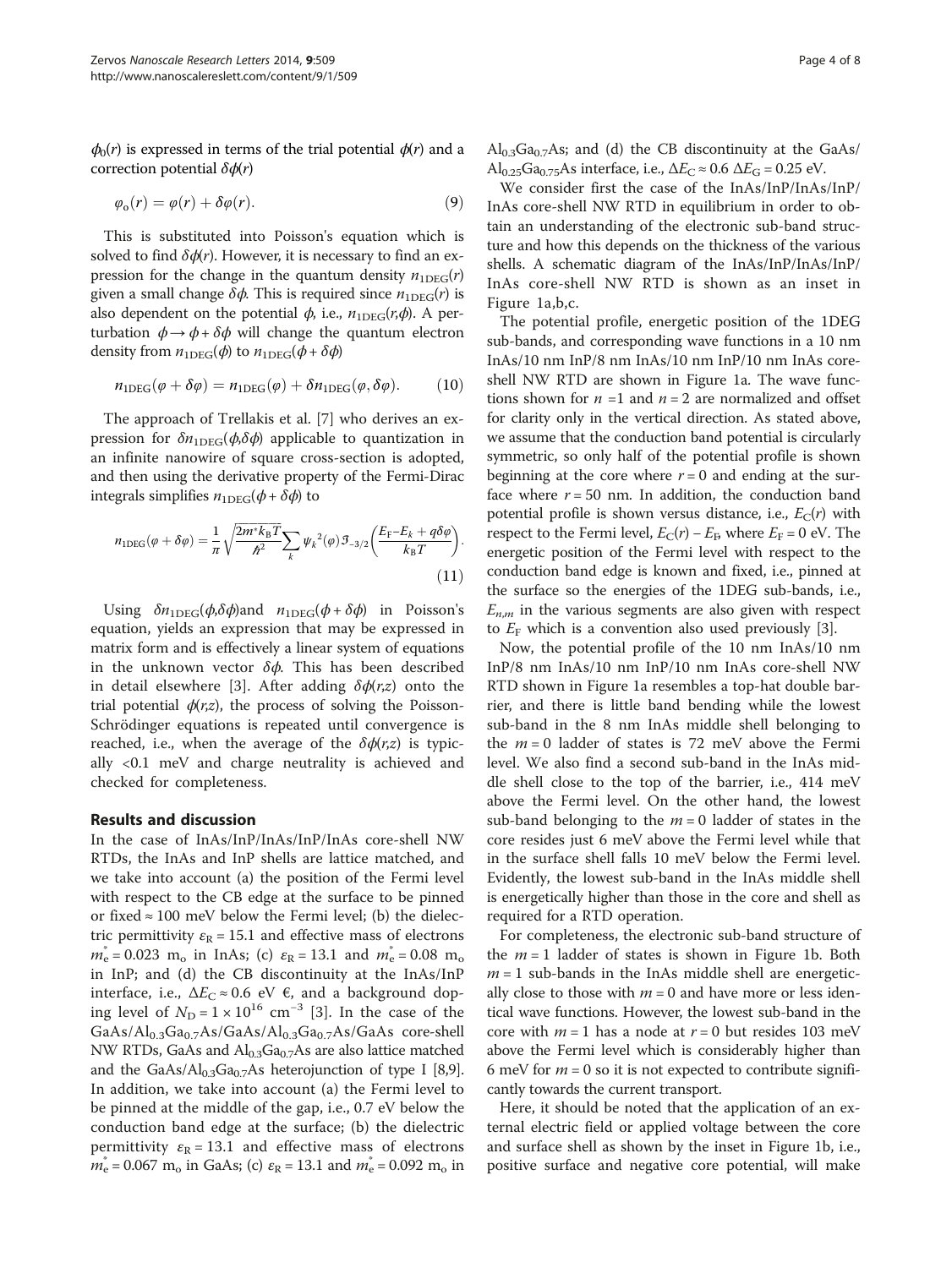$\phi_0(r)$ is expressed in terms of the trial potential $\phi(r)$ and a correction potential $\delta\phi(r)$

$$\varphi_o(r) = \varphi(r) + \delta\varphi(r). \tag{9}$$

This is substituted into Poisson's equation which is solved to find $\delta\phi(r)$. However, it is necessary to find an expression for the change in the quantum density $n_{1DEG}(r)$ given a small change $\delta\phi$. This is required since $n_{1DEG}(r)$ is also dependent on the potential $\phi$, i.e., $n_{1DEG}(r,\phi)$. A perturbation $\phi \rightarrow \phi + \delta\phi$ will change the quantum electron density from $n_{1DEG}(\phi)$ to $n_{1DEG}(\phi + \delta\phi)$

$$n_{1DEG}(\varphi + \delta\varphi) = n_{1DEG}(\varphi) + \delta n_{1DEG}(\varphi, \delta\varphi). \tag{10}$$

The approach of Trellakis et al. [7] who derives an expression for $\delta n_{1DEG}(\phi,\delta\phi)$ applicable to quantization in an infinite nanowire of square cross-section is adopted, and then using the derivative property of the Fermi-Dirac integrals simplifies $n_{1DEG}(\phi + \delta\phi)$ to

$$n_{1DEG}(\varphi + \delta\varphi) = \frac{1}{\pi}\sqrt{\frac{2m^* k_B T}{\hbar^2}} \sum_k \psi_k{}^2(\varphi) \mathfrak{F}_{-3/2}\left(\frac{E_F - E_k + q\delta\varphi}{k_B T}\right). \tag{11}$$

Using $\delta n_{1DEG}(\phi,\delta\phi)$and $n_{1DEG}(\phi + \delta\phi)$ in Poisson's equation, yields an expression that may be expressed in matrix form and is effectively a linear system of equations in the unknown vector $\delta\phi$. This has been described in detail elsewhere [3]. After adding $\delta\phi(r,z)$ onto the trial potential $\phi(r,z)$, the process of solving the Poisson-Schrödinger equations is repeated until convergence is reached, i.e., when the average of the $\delta\phi(r,z)$ is typically <0.1 meV and charge neutrality is achieved and checked for completeness.

## Results and discussion

In the case of InAs/InP/InAs/InP/InAs core-shell NW RTDs, the InAs and InP shells are lattice matched, and we take into account (a) the position of the Fermi level with respect to the CB edge at the surface to be pinned or fixed ≈ 100 meV below the Fermi level; (b) the dielectric permittivity $\varepsilon_R = 15.1$ and effective mass of electrons $m_e^* = 0.023\ m_o$ in InAs; (c) $\varepsilon_R = 13.1$ and $m_e^* = 0.08\ m_o$ in InP; and (d) the CB discontinuity at the InAs/InP interface, i.e., $\Delta E_C \approx 0.6$ eV €, and a background doping level of $N_D = 1 \times 10^{16}$ cm$^{-3}$ [3]. In the case of the $GaAs/Al_{0.3}Ga_{0.7}As/GaAs/Al_{0.3}Ga_{0.7}As/GaAs$ core-shell NW RTDs, GaAs and $Al_{0.3}Ga_{0.7}As$ are also lattice matched and the $GaAs/Al_{0.3}Ga_{0.7}As$ heterojunction of type I [8,9]. In addition, we take into account (a) the Fermi level to be pinned at the middle of the gap, i.e., 0.7 eV below the conduction band edge at the surface; (b) the dielectric permittivity $\varepsilon_R = 13.1$ and effective mass of electrons $m_e^* = 0.067\ m_o$ in GaAs; (c) $\varepsilon_R = 13.1$ and $m_e^* = 0.092\ m_o$ in $Al_{0.3}Ga_{0.7}As$; and (d) the CB discontinuity at the $GaAs/Al_{0.25}Ga_{0.75}As$ interface, i.e., $\Delta E_C \approx 0.6\ \Delta E_G = 0.25$ eV.

We consider first the case of the InAs/InP/InAs/InP/InAs core-shell NW RTD in equilibrium in order to obtain an understanding of the electronic sub-band structure and how this depends on the thickness of the various shells. A schematic diagram of the InAs/InP/InAs/InP/InAs core-shell NW RTD is shown as an inset in Figure 1a,b,c.

The potential profile, energetic position of the 1DEG sub-bands, and corresponding wave functions in a 10 nm InAs/10 nm InP/8 nm InAs/10 nm InP/10 nm InAs core-shell NW RTD are shown in Figure 1a. The wave functions shown for $n$ =1 and $n$ = 2 are normalized and offset for clarity only in the vertical direction. As stated above, we assume that the conduction band potential is circularly symmetric, so only half of the potential profile is shown beginning at the core where $r$ = 0 and ending at the surface where $r$ = 50 nm. In addition, the conduction band potential profile is shown versus distance, i.e., $E_C(r)$ with respect to the Fermi level, $E_C(r) - E_F$, where $E_F$ = 0 eV. The energetic position of the Fermi level with respect to the conduction band edge is known and fixed, i.e., pinned at the surface so the energies of the 1DEG sub-bands, i.e., $E_{n,m}$ in the various segments are also given with respect to $E_F$ which is a convention also used previously [3].

Now, the potential profile of the 10 nm InAs/10 nm InP/8 nm InAs/10 nm InP/10 nm InAs core-shell NW RTD shown in Figure 1a resembles a top-hat double barrier, and there is little band bending while the lowest sub-band in the 8 nm InAs middle shell belonging to the $m$ = 0 ladder of states is 72 meV above the Fermi level. We also find a second sub-band in the InAs middle shell close to the top of the barrier, i.e., 414 meV above the Fermi level. On the other hand, the lowest sub-band belonging to the $m$ = 0 ladder of states in the core resides just 6 meV above the Fermi level while that in the surface shell falls 10 meV below the Fermi level. Evidently, the lowest sub-band in the InAs middle shell is energetically higher than those in the core and shell as required for a RTD operation.

For completeness, the electronic sub-band structure of the $m$ = 1 ladder of states is shown in Figure 1b. Both $m$ = 1 sub-bands in the InAs middle shell are energetically close to those with $m$ = 0 and have more or less identical wave functions. However, the lowest sub-band in the core with $m$ = 1 has a node at $r$ = 0 but resides 103 meV above the Fermi level which is considerably higher than 6 meV for $m$ = 0 so it is not expected to contribute significantly towards the current transport.

Here, it should be noted that the application of an external electric field or applied voltage between the core and surface shell as shown by the inset in Figure 1b, i.e., positive surface and negative core potential, will make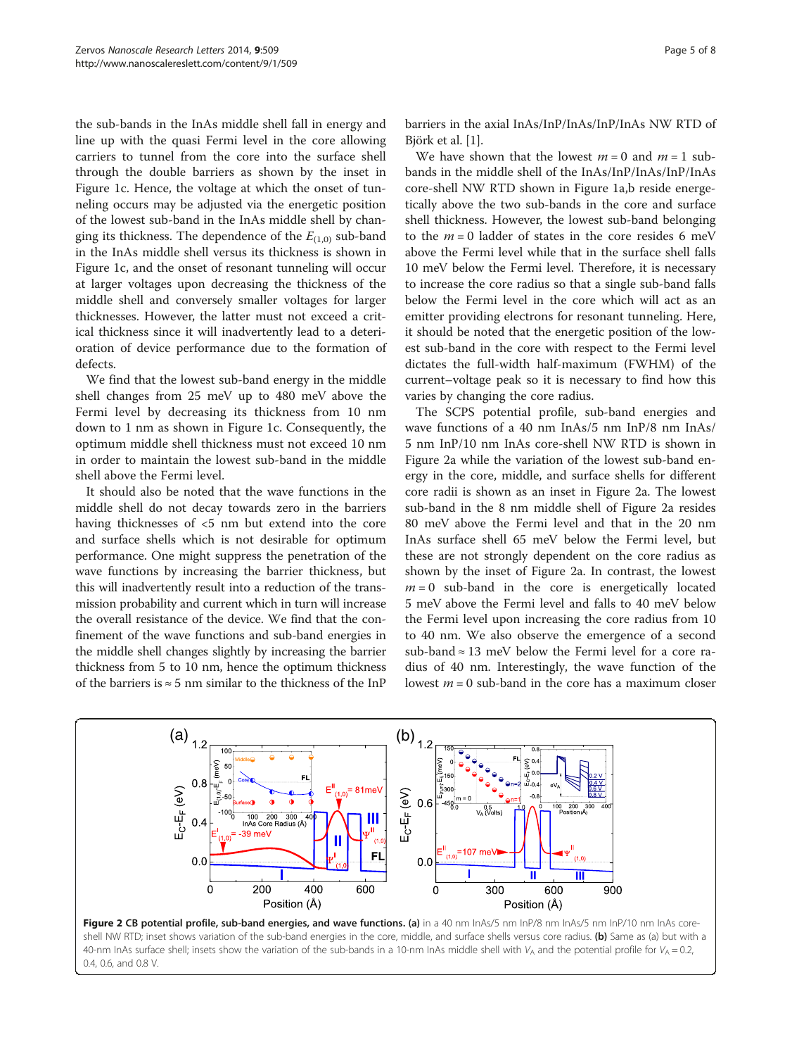the sub-bands in the InAs middle shell fall in energy and line up with the quasi Fermi level in the core allowing carriers to tunnel from the core into the surface shell through the double barriers as shown by the inset in Figure 1c. Hence, the voltage at which the onset of tunneling occurs may be adjusted via the energetic position of the lowest sub-band in the InAs middle shell by changing its thickness. The dependence of the $E_{(1,0)}$ sub-band in the InAs middle shell versus its thickness is shown in Figure 1c, and the onset of resonant tunneling will occur at larger voltages upon decreasing the thickness of the middle shell and conversely smaller voltages for larger thicknesses. However, the latter must not exceed a critical thickness since it will inadvertently lead to a deterioration of device performance due to the formation of defects.

We find that the lowest sub-band energy in the middle shell changes from 25 meV up to 480 meV above the Fermi level by decreasing its thickness from 10 nm down to 1 nm as shown in Figure 1c. Consequently, the optimum middle shell thickness must not exceed 10 nm in order to maintain the lowest sub-band in the middle shell above the Fermi level.

It should also be noted that the wave functions in the middle shell do not decay towards zero in the barriers having thicknesses of <5 nm but extend into the core and surface shells which is not desirable for optimum performance. One might suppress the penetration of the wave functions by increasing the barrier thickness, but this will inadvertently result into a reduction of the transmission probability and current which in turn will increase the overall resistance of the device. We find that the confinement of the wave functions and sub-band energies in the middle shell changes slightly by increasing the barrier thickness from 5 to 10 nm, hence the optimum thickness of the barriers is ≈ 5 nm similar to the thickness of the InP barriers in the axial InAs/InP/InAs/InP/InAs NW RTD of Björk et al. [1].

We have shown that the lowest $m = 0$ and $m = 1$ sub-bands in the middle shell of the InAs/InP/InAs/InP/InAs core-shell NW RTD shown in Figure 1a,b reside energetically above the two sub-bands in the core and surface shell thickness. However, the lowest sub-band belonging to the $m = 0$ ladder of states in the core resides 6 meV above the Fermi level while that in the surface shell falls 10 meV below the Fermi level. Therefore, it is necessary to increase the core radius so that a single sub-band falls below the Fermi level in the core which will act as an emitter providing electrons for resonant tunneling. Here, it should be noted that the energetic position of the lowest sub-band in the core with respect to the Fermi level dictates the full-width half-maximum (FWHM) of the current–voltage peak so it is necessary to find how this varies by changing the core radius.

The SCPS potential profile, sub-band energies and wave functions of a 40 nm InAs/5 nm InP/8 nm InAs/5 nm InP/10 nm InAs core-shell NW RTD is shown in Figure 2a while the variation of the lowest sub-band energy in the core, middle, and surface shells for different core radii is shown as an inset in Figure 2a. The lowest sub-band in the 8 nm middle shell of Figure 2a resides 80 meV above the Fermi level and that in the 20 nm InAs surface shell 65 meV below the Fermi level, but these are not strongly dependent on the core radius as shown by the inset of Figure 2a. In contrast, the lowest $m = 0$ sub-band in the core is energetically located 5 meV above the Fermi level and falls to 40 meV below the Fermi level upon increasing the core radius from 10 to 40 nm. We also observe the emergence of a second sub-band ≈ 13 meV below the Fermi level for a core radius of 40 nm. Interestingly, the wave function of the lowest $m = 0$ sub-band in the core has a maximum closer

**Figure 2 CB potential profile, sub-band energies, and wave functions.** **(a)** in a 40 nm InAs/5 nm InP/8 nm InAs/5 nm InP/10 nm InAs core-shell NW RTD; inset shows variation of the sub-band energies in the core, middle, and surface shells versus core radius. **(b)** Same as (a) but with a 40-nm InAs surface shell; insets show the variation of the sub-bands in a 10-nm InAs middle shell with $V_A$ and the potential profile for $V_A$ = 0.2, 0.4, 0.6, and 0.8 V.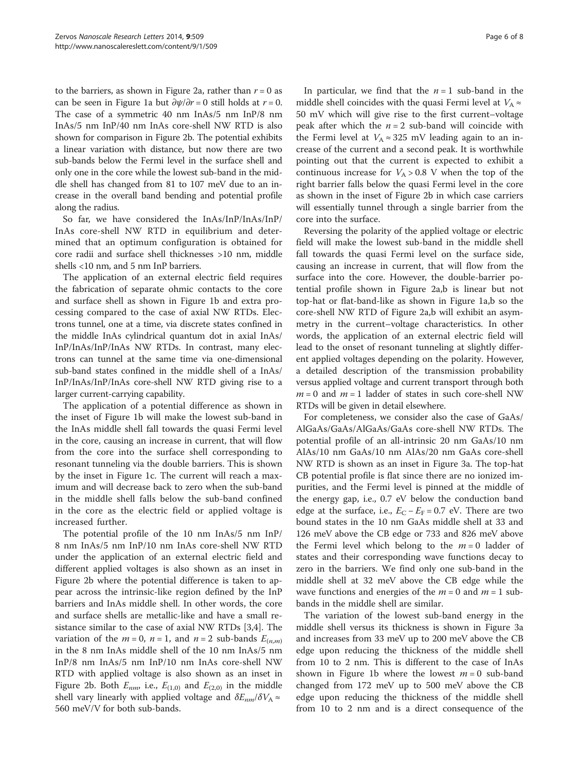to the barriers, as shown in Figure 2a, rather than $r = 0$ as can be seen in Figure 1a but $\partial\psi/\partial r = 0$ still holds at $r = 0$. The case of a symmetric 40 nm InAs/5 nm InP/8 nm InAs/5 nm InP/40 nm InAs core-shell NW RTD is also shown for comparison in Figure 2b. The potential exhibits a linear variation with distance, but now there are two sub-bands below the Fermi level in the surface shell and only one in the core while the lowest sub-band in the middle shell has changed from 81 to 107 meV due to an increase in the overall band bending and potential profile along the radius.

So far, we have considered the InAs/InP/InAs/InP/InAs core-shell NW RTD in equilibrium and determined that an optimum configuration is obtained for core radii and surface shell thicknesses >10 nm, middle shells <10 nm, and 5 nm InP barriers.

The application of an external electric field requires the fabrication of separate ohmic contacts to the core and surface shell as shown in Figure 1b and extra processing compared to the case of axial NW RTDs. Electrons tunnel, one at a time, via discrete states confined in the middle InAs cylindrical quantum dot in axial InAs/InP/InAs/InP/InAs NW RTDs. In contrast, many electrons can tunnel at the same time via one-dimensional sub-band states confined in the middle shell of a InAs/InP/InAs/InP/InAs core-shell NW RTD giving rise to a larger current-carrying capability.

The application of a potential difference as shown in the inset of Figure 1b will make the lowest sub-band in the InAs middle shell fall towards the quasi Fermi level in the core, causing an increase in current, that will flow from the core into the surface shell corresponding to resonant tunneling via the double barriers. This is shown by the inset in Figure 1c. The current will reach a maximum and will decrease back to zero when the sub-band in the middle shell falls below the sub-band confined in the core as the electric field or applied voltage is increased further.

The potential profile of the 10 nm InAs/5 nm InP/8 nm InAs/5 nm InP/10 nm InAs core-shell NW RTD under the application of an external electric field and different applied voltages is also shown as an inset in Figure 2b where the potential difference is taken to appear across the intrinsic-like region defined by the InP barriers and InAs middle shell. In other words, the core and surface shells are metallic-like and have a small resistance similar to the case of axial NW RTDs [3,4]. The variation of the $m = 0$, $n = 1$, and $n = 2$ sub-bands $E_{(n,m)}$ in the 8 nm InAs middle shell of the 10 nm InAs/5 nm InP/8 nm InAs/5 nm InP/10 nm InAs core-shell NW RTD with applied voltage is also shown as an inset in Figure 2b. Both $E_{nm}$, i.e., $E_{(1,0)}$ and $E_{(2,0)}$ in the middle shell vary linearly with applied voltage and $\delta E_{nm}/\delta V_A \approx$ 560 meV/V for both sub-bands.

In particular, we find that the $n = 1$ sub-band in the middle shell coincides with the quasi Fermi level at $V_A \approx$ 50 mV which will give rise to the first current–voltage peak after which the $n = 2$ sub-band will coincide with the Fermi level at $V_A \approx 325$ mV leading again to an increase of the current and a second peak. It is worthwhile pointing out that the current is expected to exhibit a continuous increase for $V_A > 0.8$ V when the top of the right barrier falls below the quasi Fermi level in the core as shown in the inset of Figure 2b in which case carriers will essentially tunnel through a single barrier from the core into the surface.

Reversing the polarity of the applied voltage or electric field will make the lowest sub-band in the middle shell fall towards the quasi Fermi level on the surface side, causing an increase in current, that will flow from the surface into the core. However, the double-barrier potential profile shown in Figure 2a,b is linear but not top-hat or flat-band-like as shown in Figure 1a,b so the core-shell NW RTD of Figure 2a,b will exhibit an asymmetry in the current–voltage characteristics. In other words, the application of an external electric field will lead to the onset of resonant tunneling at slightly different applied voltages depending on the polarity. However, a detailed description of the transmission probability versus applied voltage and current transport through both $m = 0$ and $m = 1$ ladder of states in such core-shell NW RTDs will be given in detail elsewhere.

For completeness, we consider also the case of GaAs/AlGaAs/GaAs/AlGaAs/GaAs core-shell NW RTDs. The potential profile of an all-intrinsic 20 nm GaAs/10 nm AlAs/10 nm GaAs/10 nm AlAs/20 nm GaAs core-shell NW RTD is shown as an inset in Figure 3a. The top-hat CB potential profile is flat since there are no ionized impurities, and the Fermi level is pinned at the middle of the energy gap, i.e., 0.7 eV below the conduction band edge at the surface, i.e., $E_C - E_F = 0.7$ eV. There are two bound states in the 10 nm GaAs middle shell at 33 and 126 meV above the CB edge or 733 and 826 meV above the Fermi level which belong to the $m = 0$ ladder of states and their corresponding wave functions decay to zero in the barriers. We find only one sub-band in the middle shell at 32 meV above the CB edge while the wave functions and energies of the $m = 0$ and $m = 1$ sub-bands in the middle shell are similar.

The variation of the lowest sub-band energy in the middle shell versus its thickness is shown in Figure 3a and increases from 33 meV up to 200 meV above the CB edge upon reducing the thickness of the middle shell from 10 to 2 nm. This is different to the case of InAs shown in Figure 1b where the lowest $m = 0$ sub-band changed from 172 meV up to 500 meV above the CB edge upon reducing the thickness of the middle shell from 10 to 2 nm and is a direct consequence of the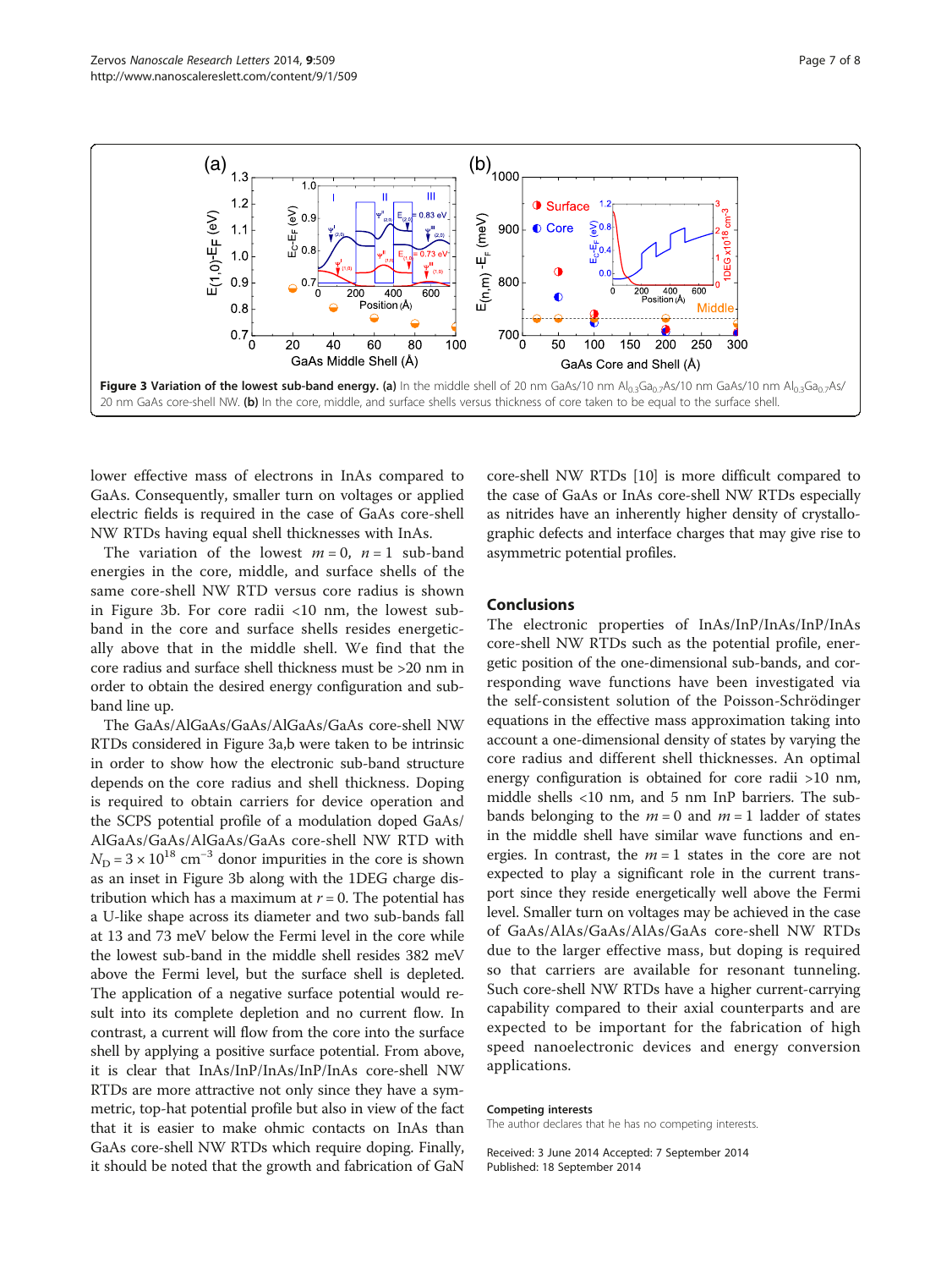(a)

1.3
1.2
1.1
1.0
0.9
0.8
0.7

E(1,0)-E$_F$ (eV)

0 20 40 60 80 100

GaAs Middle Shell (Å)

1.0
0.9
0.8
0.7

E$_C$-E$_F$ (eV)

0 200 400 600

Position (Å)

I II III

E$_{(2,0)}$= 0.83 eV

E$_{(1,0)}$= 0.73 eV

(b)

1000
900
800
700

E(n,m) -E$_F$ (meV)

0 50 100 150 200 250 300

GaAs Core and Shell (Å)

Surface

Core

Middle

1.2
0.8
0.4
0.0

E$_C$-E$_F$ (eV)

0 200 400 600

Position (Å)

3
2
1
0

1DEG x10$^{18}$ cm$^{-3}$

**Figure 3 Variation of the lowest sub-band energy. (a)** In the middle shell of 20 nm GaAs/10 nm $Al_{0.3}Ga_{0.7}As$/10 nm GaAs/10 nm $Al_{0.3}Ga_{0.7}As$/20 nm GaAs core-shell NW. **(b)** In the core, middle, and surface shells versus thickness of core taken to be equal to the surface shell.

lower effective mass of electrons in InAs compared to GaAs. Consequently, smaller turn on voltages or applied electric fields is required in the case of GaAs core-shell NW RTDs having equal shell thicknesses with InAs.

The variation of the lowest $m = 0$, $n = 1$ sub-band energies in the core, middle, and surface shells of the same core-shell NW RTD versus core radius is shown in Figure 3b. For core radii <10 nm, the lowest sub-band in the core and surface shells resides energetically above that in the middle shell. We find that the core radius and surface shell thickness must be >20 nm in order to obtain the desired energy configuration and sub-band line up.

The GaAs/AlGaAs/GaAs/AlGaAs/GaAs core-shell NW RTDs considered in Figure 3a,b were taken to be intrinsic in order to show how the electronic sub-band structure depends on the core radius and shell thickness. Doping is required to obtain carriers for device operation and the SCPS potential profile of a modulation doped GaAs/AlGaAs/GaAs/AlGaAs/GaAs core-shell NW RTD with $N_D = 3 \times 10^{18}$ cm$^{-3}$ donor impurities in the core is shown as an inset in Figure 3b along with the 1DEG charge distribution which has a maximum at $r = 0$. The potential has a U-like shape across its diameter and two sub-bands fall at 13 and 73 meV below the Fermi level in the core while the lowest sub-band in the middle shell resides 382 meV above the Fermi level, but the surface shell is depleted. The application of a negative surface potential would result into its complete depletion and no current flow. In contrast, a current will flow from the core into the surface shell by applying a positive surface potential. From above, it is clear that InAs/InP/InAs/InP/InAs core-shell NW RTDs are more attractive not only since they have a symmetric, top-hat potential profile but also in view of the fact that it is easier to make ohmic contacts on InAs than GaAs core-shell NW RTDs which require doping. Finally, it should be noted that the growth and fabrication of GaN core-shell NW RTDs [10] is more difficult compared to the case of GaAs or InAs core-shell NW RTDs especially as nitrides have an inherently higher density of crystallographic defects and interface charges that may give rise to asymmetric potential profiles.

## Conclusions

The electronic properties of InAs/InP/InAs/InP/InAs core-shell NW RTDs such as the potential profile, energetic position of the one-dimensional sub-bands, and corresponding wave functions have been investigated via the self-consistent solution of the Poisson-Schrödinger equations in the effective mass approximation taking into account a one-dimensional density of states by varying the core radius and different shell thicknesses. An optimal energy configuration is obtained for core radii >10 nm, middle shells <10 nm, and 5 nm InP barriers. The sub-bands belonging to the $m = 0$ and $m = 1$ ladder of states in the middle shell have similar wave functions and energies. In contrast, the $m = 1$ states in the core are not expected to play a significant role in the current transport since they reside energetically well above the Fermi level. Smaller turn on voltages may be achieved in the case of GaAs/AlAs/GaAs/AlAs/GaAs core-shell NW RTDs due to the larger effective mass, but doping is required so that carriers are available for resonant tunneling. Such core-shell NW RTDs have a higher current-carrying capability compared to their axial counterparts and are expected to be important for the fabrication of high speed nanoelectronic devices and energy conversion applications.

#### Competing interests

The author declares that he has no competing interests.

Received: 3 June 2014 Accepted: 7 September 2014
Published: 18 September 2014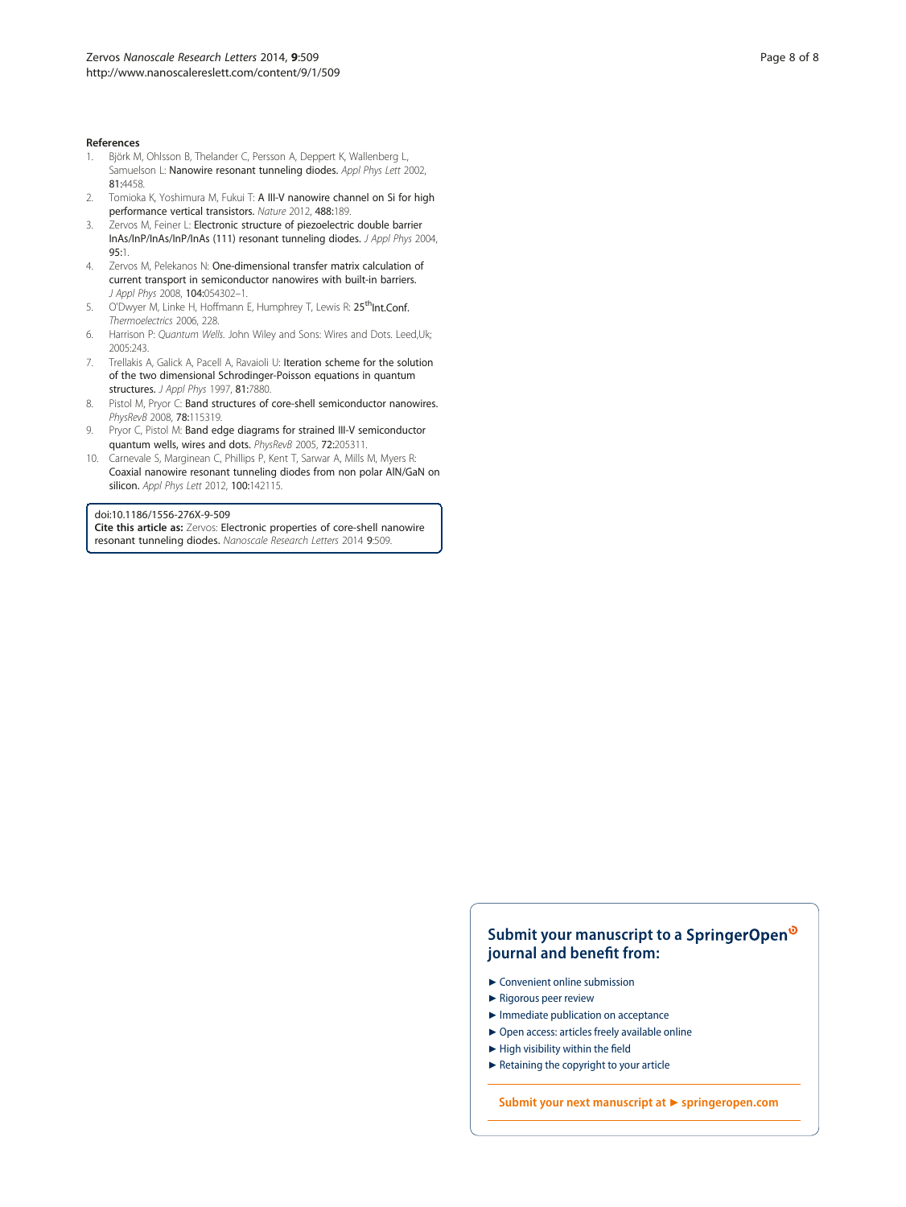### References

1. Björk M, Ohlsson B, Thelander C, Persson A, Deppert K, Wallenberg L, Samuelson L: **Nanowire resonant tunneling diodes.** *Appl Phys Lett* 2002, **81:**4458.
2. Tomioka K, Yoshimura M, Fukui T: **A III-V nanowire channel on Si for high performance vertical transistors.** *Nature* 2012, **488:**189.
3. Zervos M, Feiner L: **Electronic structure of piezoelectric double barrier InAs/InP/InAs/InP/InAs (111) resonant tunneling diodes.** *J Appl Phys* 2004, **95:**1.
4. Zervos M, Pelekanos N: **One-dimensional transfer matrix calculation of current transport in semiconductor nanowires with built-in barriers.** *J Appl Phys* 2008, **104:**054302–1.
5. O'Dwyer M, Linke H, Hoffmann E, Humphrey T, Lewis R: **25th Int.Conf.** *Thermoelectrics* 2006, 228.
6. Harrison P: *Quantum Wells.* John Wiley and Sons: Wires and Dots. Leed,Uk; 2005:243.
7. Trellakis A, Galick A, Pacell A, Ravaioli U: **Iteration scheme for the solution of the two dimensional Schrodinger-Poisson equations in quantum structures.** *J Appl Phys* 1997, **81:**7880.
8. Pistol M, Pryor C: **Band structures of core-shell semiconductor nanowires.** *PhysRevB* 2008, **78:**115319.
9. Pryor C, Pistol M: **Band edge diagrams for strained III-V semiconductor quantum wells, wires and dots.** *PhysRevB* 2005, **72:**205311.
10. Carnevale S, Marginean C, Phillips P, Kent T, Sarwar A, Mills M, Myers R: **Coaxial nanowire resonant tunneling diodes from non polar AlN/GaN on silicon.** *Appl Phys Lett* 2012, **100:**142115.

doi:10.1186/1556-276X-9-509
**Cite this article as:** Zervos: Electronic properties of core-shell nanowire resonant tunneling diodes. *Nanoscale Research Letters* 2014 **9**:509.

**Submit your manuscript to a SpringerOpen journal and benefit from:**

- ► Convenient online submission
- ► Rigorous peer review
- ► Immediate publication on acceptance
- ► Open access: articles freely available online
- ► High visibility within the field
- ► Retaining the copyright to your article

**Submit your next manuscript at ► springeropen.com**